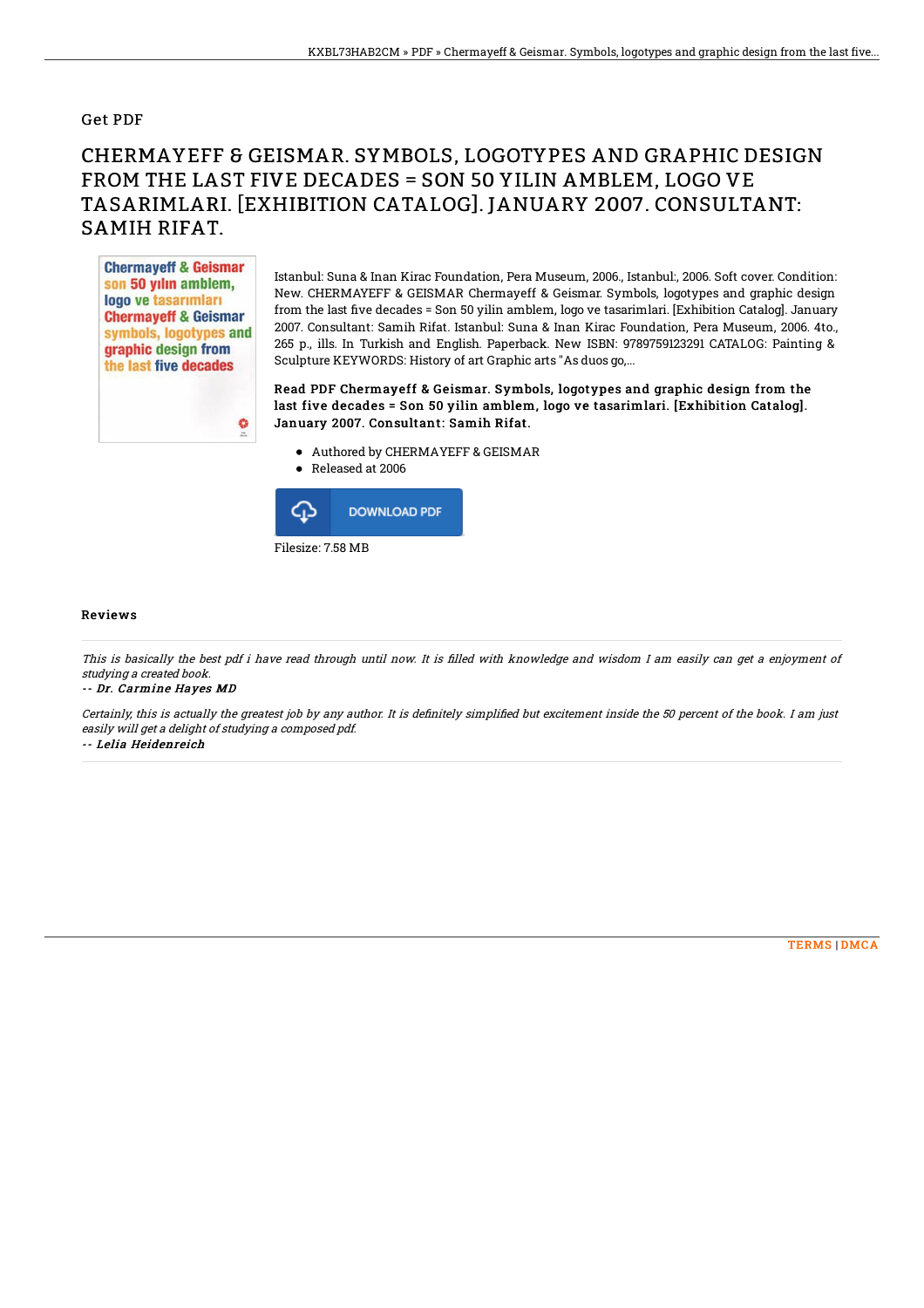Get PDF

# CHERMAYEFF & GEISMAR. SYMBOLS, LOGOTYPES AND GRAPHIC DESIGN FROM THE LAST FIVE DECADES = SON 50 YILIN AMBLEM, LOGO VE TASARIMLARI. [EXHIBITION CATALOG]. JANUARY 2007. CONSULTANT: SAMIH RIFAT.

Istanbul: Suna & Inan Kirac Foundation, Pera Museum, 2006., Istanbul:, 2006. Soft cover. Condition: New. CHERMAYEFF & GEISMAR Chermayeff & Geismar. Symbols, logotypes and graphic design from the last five decades = Son 50 yilin amblem, logo ve tasarimlari. [Exhibition Catalog]. January 2007. Consultant: Samih Rifat. Istanbul: Suna & Inan Kirac Foundation, Pera Museum, 2006. 4to., 265 p., ills. In Turkish and English. Paperback. New ISBN: 9789759123291 CATALOG: Painting & Sculpture KEYWORDS: History of art Graphic arts "As duos go,...

**Read PDF Chermayeff & Geismar. Symbols, logotypes and graphic design from the last five decades = Son 50 yilin amblem, logo ve tasarimlari. [Exhibition Catalog]. January 2007. Consultant: Samih Rifat.**

- Authored by CHERMAYEFF & GEISMAR
- Released at 2006

DOWNLOAD PDF

Filesize: 7.58 MB

## Reviews

*This is basically the best pdf i have read through until now. It is filled with knowledge and wisdom I am easily can get a enjoyment of studying a created book.*

*-- Dr. Carmine Hayes MD*

*Certainly, this is actually the greatest job by any author. It is definitely simplified but excitement inside the 50 percent of the book. I am just easily will get a delight of studying a composed pdf.*

*-- Lelia Heidenreich*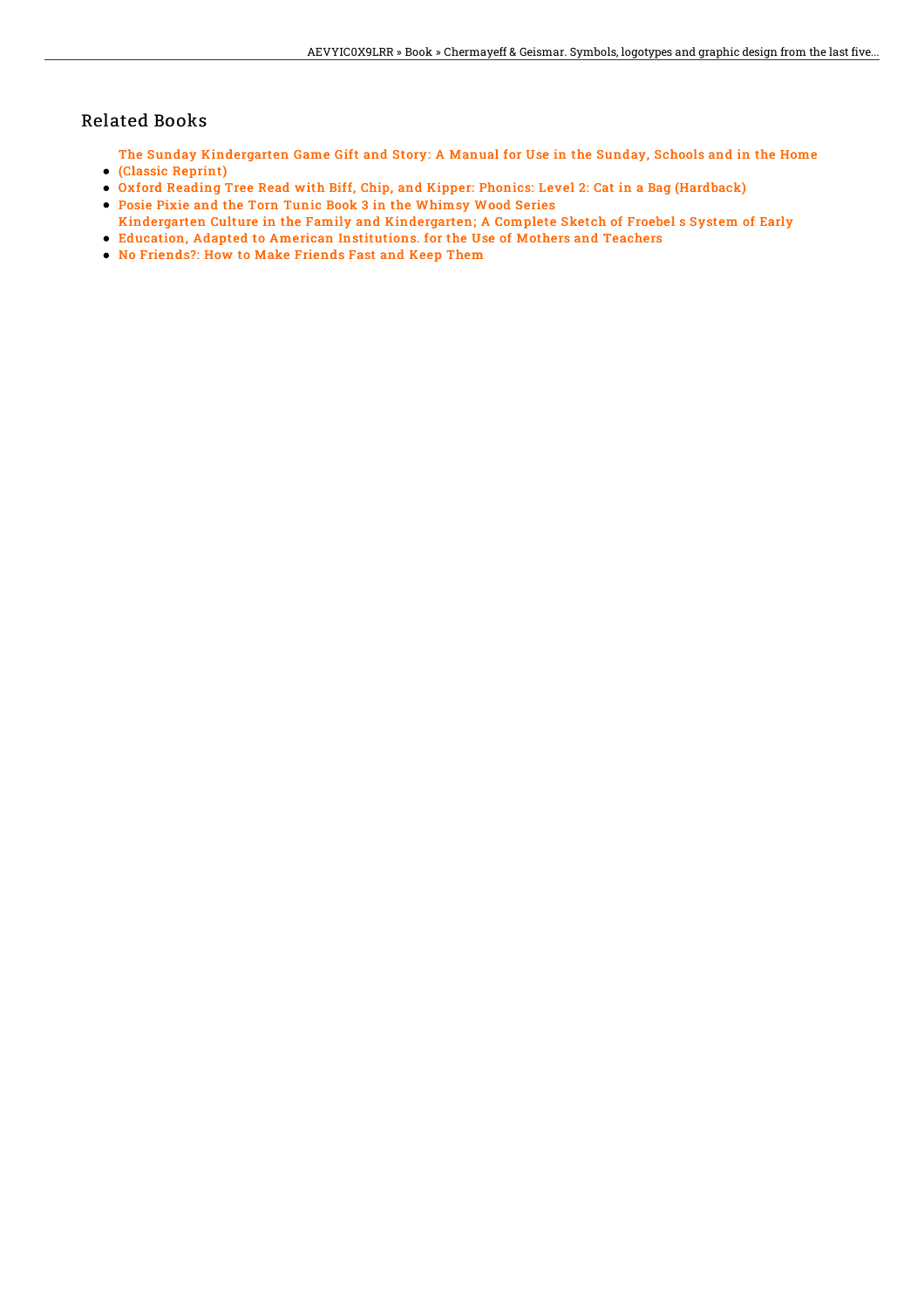## Related Books

- The Sunday Kindergarten Game Gift and Story: A Manual for Use in the Sunday, Schools and in the Home (Classic Reprint)
- Oxford Reading Tree Read with Biff, Chip, and Kipper: Phonics: Level 2: Cat in a Bag (Hardback)
- Posie Pixie and the Torn Tunic Book 3 in the Whimsy Wood Series
- Kindergarten Culture in the Family and Kindergarten; A Complete Sketch of Froebel s System of Early Education, Adapted to American Institutions. for the Use of Mothers and Teachers
- No Friends?: How to Make Friends Fast and Keep Them